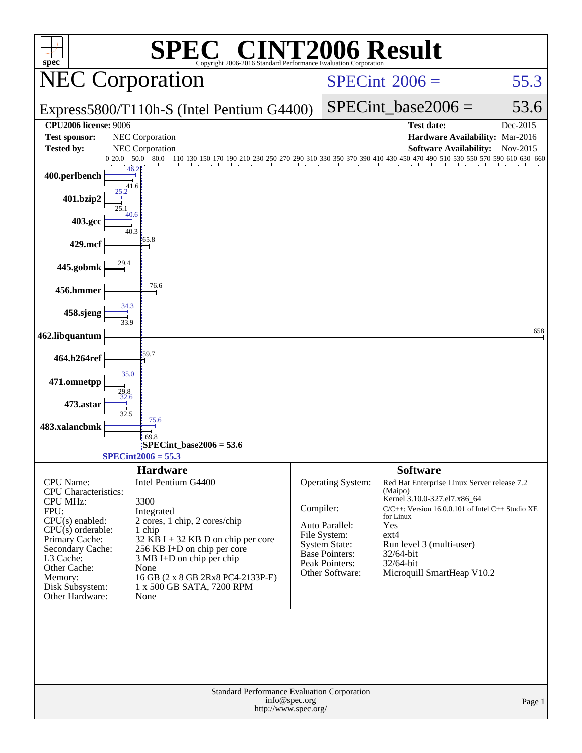# SPEC® CINT2006 Result

Copyright 2006-2016 Standard Performance Evaluation Corporation

## NEC Corporation

**Express5800/T110h-S (Intel Pentium G4400)**

SPECint 2006 = 55.3

SPECint_base2006 = 53.6

| | | | |
|---|---|---|---|
| **CPU2006 license:** 9006 | | **Test date:** | Dec-2015 |
| **Test sponsor:** | NEC Corporation | **Hardware Availability:** | Mar-2016 |
| **Tested by:** | NEC Corporation | **Software Availability:** | Nov-2015 |

| Benchmark | Peak | Base |
|---|---|---|
| 400.perlbench | 46.2 | 41.6 |
| 401.bzip2 | 25.2 | 25.1 |
| 403.gcc | 40.6 | 40.3 |
| 429.mcf | 65.8 | 65.8 |
| 445.gobmk | 29.4 | 29.4 |
| 456.hmmer | 76.6 | 76.6 |
| 458.sjeng | 34.3 | 33.9 |
| 462.libquantum | 658 | 658 |
| 464.h264ref | 59.7 | 59.7 |
| 471.omnetpp | 35.0 | 29.8 |
| 473.astar | 32.6 | 32.5 |
| 483.xalancbmk | 75.6 | 69.8 |

SPECint_base2006 = 53.6

SPECint2006 = 55.3

## Hardware

| | |
|---|---|
| CPU Name: | Intel Pentium G4400 |
| CPU Characteristics: | |
| CPU MHz: | 3300 |
| FPU: | Integrated |
| CPU(s) enabled: | 2 cores, 1 chip, 2 cores/chip |
| CPU(s) orderable: | 1 chip |
| Primary Cache: | 32 KB I + 32 KB D on chip per core |
| Secondary Cache: | 256 KB I+D on chip per core |
| L3 Cache: | 3 MB I+D on chip per chip |
| Other Cache: | None |
| Memory: | 16 GB (2 x 8 GB 2Rx8 PC4-2133P-E) |
| Disk Subsystem: | 1 x 500 GB SATA, 7200 RPM |
| Other Hardware: | None |

## Software

| | |
|---|---|
| Operating System: | Red Hat Enterprise Linux Server release 7.2 (Maipo) Kernel 3.10.0-327.el7.x86_64 |
| Compiler: | C/C++: Version 16.0.0.101 of Intel C++ Studio XE for Linux |
| Auto Parallel: | Yes |
| File System: | ext4 |
| System State: | Run level 3 (multi-user) |
| Base Pointers: | 32/64-bit |
| Peak Pointers: | 32/64-bit |
| Other Software: | Microquill SmartHeap V10.2 |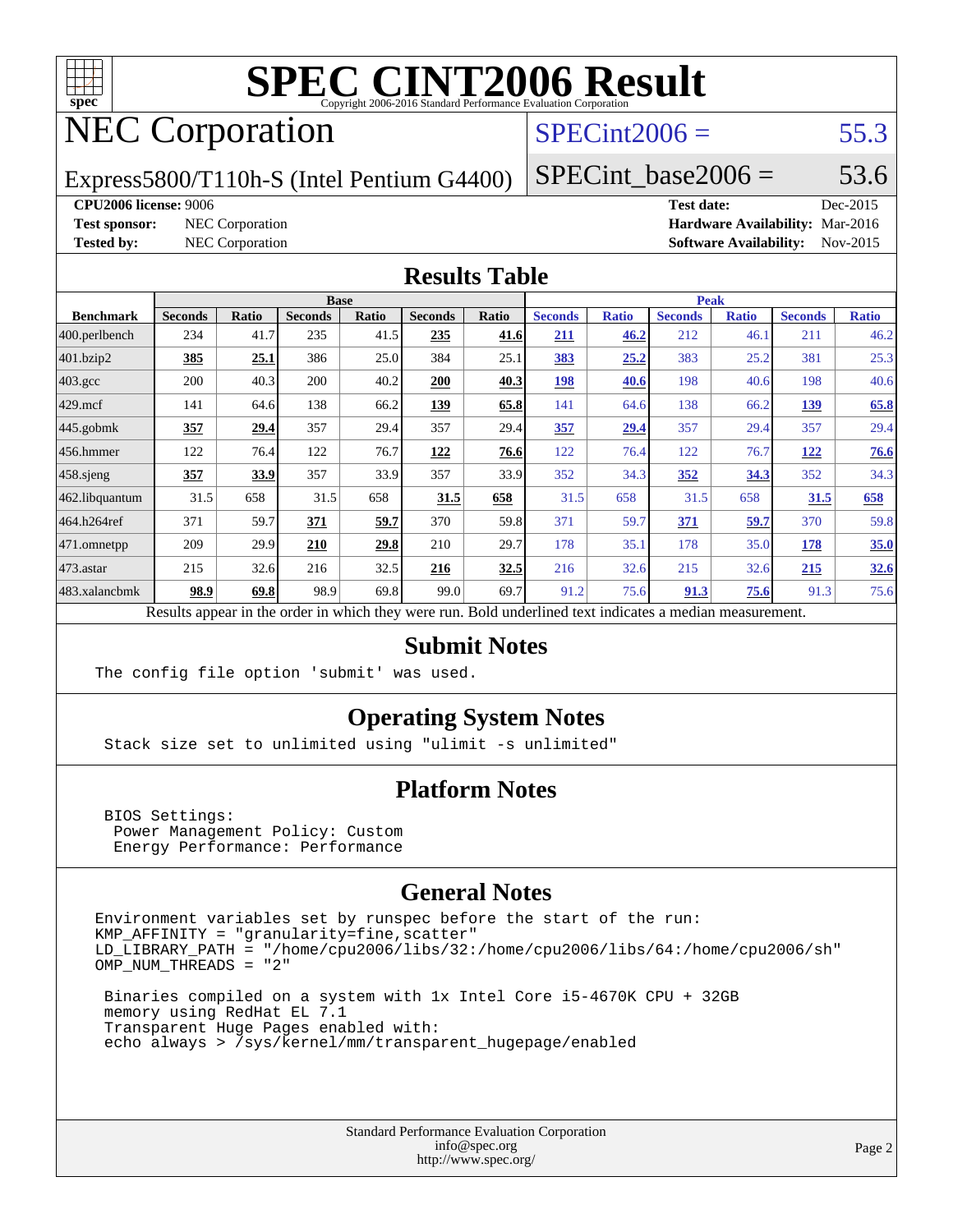# SPEC CINT2006 Result

Copyright 2006-2016 Standard Performance Evaluation Corporation

# NEC Corporation

Express5800/T110h-S (Intel Pentium G4400)

SPECint2006 = 55.3

SPECint_base2006 = 53.6

**CPU2006 license:** 9006

**Test sponsor:** NEC Corporation

**Tested by:** NEC Corporation

**Test date:** Dec-2015

**Hardware Availability:** Mar-2016

**Software Availability:** Nov-2015

## Results Table

| Benchmark | Base | | | | | | Peak | | | | | |
|---|---|---|---|---|---|---|---|---|---|---|---|---|
| | Seconds | Ratio | Seconds | Ratio | Seconds | Ratio | Seconds | Ratio | Seconds | Ratio | Seconds | Ratio |
| 400.perlbench | 234 | 41.7 | 235 | 41.5 | **235** | **41.6** | **211** | **46.2** | 212 | 46.1 | 211 | 46.2 |
| 401.bzip2 | **385** | **25.1** | 386 | 25.0 | 384 | 25.1 | **383** | **25.2** | 383 | 25.2 | 381 | 25.3 |
| 403.gcc | 200 | 40.3 | 200 | 40.2 | **200** | **40.3** | **198** | **40.6** | 198 | 40.6 | 198 | 40.6 |
| 429.mcf | 141 | 64.6 | 138 | 66.2 | **139** | **65.8** | 141 | 64.6 | 138 | 66.2 | **139** | **65.8** |
| 445.gobmk | **357** | **29.4** | 357 | 29.4 | 357 | 29.4 | **357** | **29.4** | 357 | 29.4 | 357 | 29.4 |
| 456.hmmer | 122 | 76.4 | 122 | 76.7 | **122** | **76.6** | 122 | 76.4 | 122 | 76.7 | **122** | **76.6** |
| 458.sjeng | **357** | **33.9** | 357 | 33.9 | 357 | 33.9 | 352 | 34.3 | **352** | **34.3** | 352 | 34.3 |
| 462.libquantum | 31.5 | 658 | 31.5 | 658 | **31.5** | **658** | 31.5 | 658 | 31.5 | 658 | **31.5** | **658** |
| 464.h264ref | 371 | 59.7 | **371** | **59.7** | 370 | 59.8 | 371 | 59.7 | **371** | **59.7** | 370 | 59.8 |
| 471.omnetpp | 209 | 29.9 | **210** | **29.8** | 210 | 29.7 | 178 | 35.1 | 178 | 35.0 | **178** | **35.0** |
| 473.astar | 215 | 32.6 | 216 | 32.5 | **216** | **32.5** | 216 | 32.6 | 215 | 32.6 | **215** | **32.6** |
| 483.xalancbmk | **98.9** | **69.8** | 98.9 | 69.8 | 99.0 | 69.7 | 91.2 | 75.6 | **91.3** | **75.6** | 91.3 | 75.6 |

Results appear in the order in which they were run. Bold underlined text indicates a median measurement.

## Submit Notes

```
The config file option 'submit' was used.
```

## Operating System Notes

```
Stack size set to unlimited using "ulimit -s unlimited"
```

## Platform Notes

```
BIOS Settings:
 Power Management Policy: Custom
 Energy Performance: Performance
```

## General Notes

```
Environment variables set by runspec before the start of the run:
KMP_AFFINITY = "granularity=fine,scatter"
LD_LIBRARY_PATH = "/home/cpu2006/libs/32:/home/cpu2006/libs/64:/home/cpu2006/sh"
OMP_NUM_THREADS = "2"

 Binaries compiled on a system with 1x Intel Core i5-4670K CPU + 32GB
 memory using RedHat EL 7.1
 Transparent Huge Pages enabled with:
 echo always > /sys/kernel/mm/transparent_hugepage/enabled
```

Standard Performance Evaluation Corporation
info@spec.org
http://www.spec.org/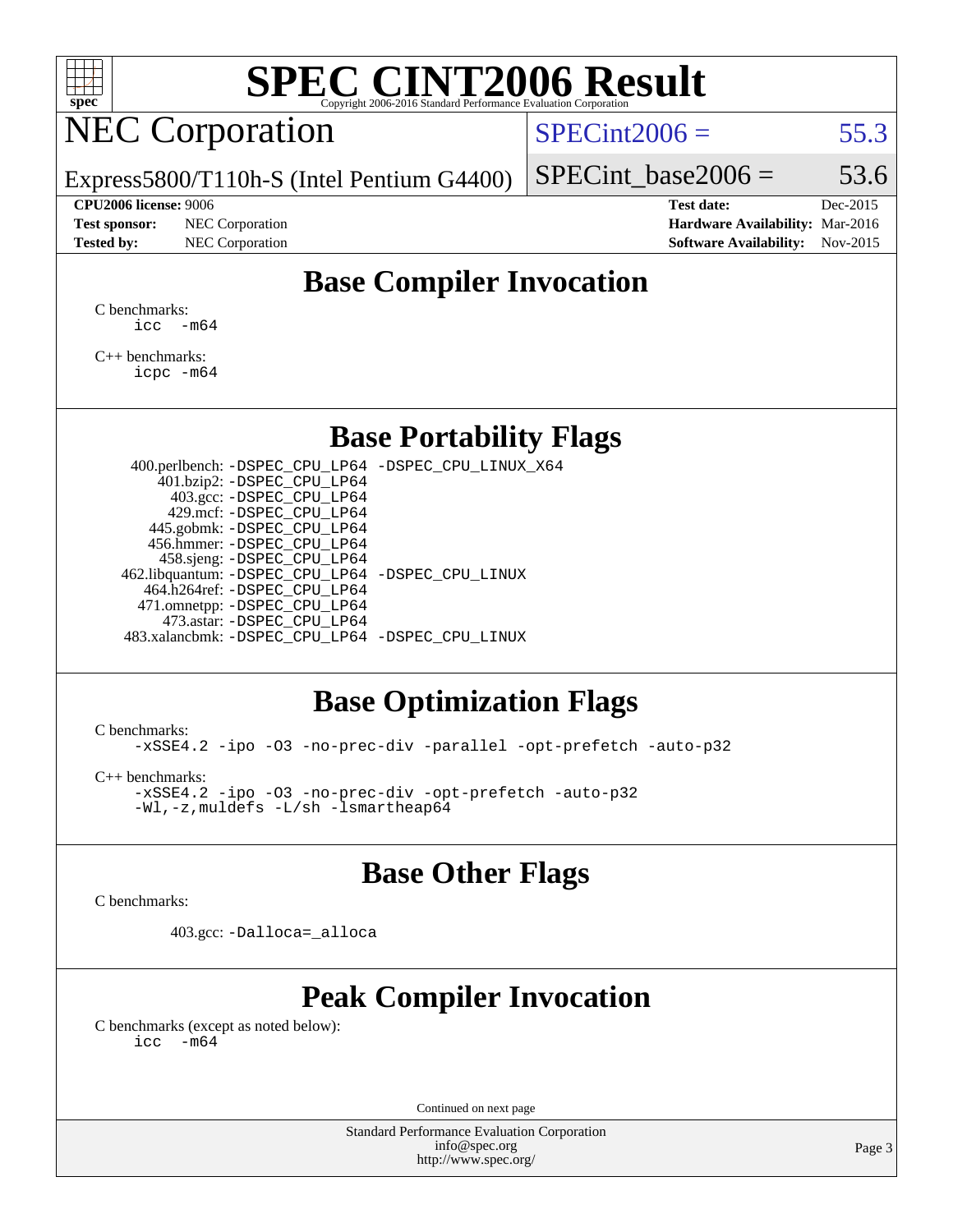# SPEC CINT2006 Result

## NEC Corporation

Express5800/T110h-S (Intel Pentium G4400)

SPECint2006 = 55.3

SPECint_base2006 = 53.6

**CPU2006 license:** 9006
**Test sponsor:** NEC Corporation
**Tested by:** NEC Corporation

**Test date:** Dec-2015
**Hardware Availability:** Mar-2016
**Software Availability:** Nov-2015

## Base Compiler Invocation

C benchmarks:
```
icc  -m64
```

C++ benchmarks:
```
icpc -m64
```

## Base Portability Flags

| Benchmark | Flags |
|---|---|
| 400.perlbench: | -DSPEC_CPU_LP64 -DSPEC_CPU_LINUX_X64 |
| 401.bzip2: | -DSPEC_CPU_LP64 |
| 403.gcc: | -DSPEC_CPU_LP64 |
| 429.mcf: | -DSPEC_CPU_LP64 |
| 445.gobmk: | -DSPEC_CPU_LP64 |
| 456.hmmer: | -DSPEC_CPU_LP64 |
| 458.sjeng: | -DSPEC_CPU_LP64 |
| 462.libquantum: | -DSPEC_CPU_LP64 -DSPEC_CPU_LINUX |
| 464.h264ref: | -DSPEC_CPU_LP64 |
| 471.omnetpp: | -DSPEC_CPU_LP64 |
| 473.astar: | -DSPEC_CPU_LP64 |
| 483.xalancbmk: | -DSPEC_CPU_LP64 -DSPEC_CPU_LINUX |

## Base Optimization Flags

C benchmarks:
```
-xSSE4.2 -ipo -O3 -no-prec-div -parallel -opt-prefetch -auto-p32
```

C++ benchmarks:
```
-xSSE4.2 -ipo -O3 -no-prec-div -opt-prefetch -auto-p32
-Wl,-z,muldefs -L/sh -lsmartheap64
```

## Base Other Flags

C benchmarks:

403.gcc: `-Dalloca=_alloca`

## Peak Compiler Invocation

C benchmarks (except as noted below):
```
icc  -m64
```

Continued on next page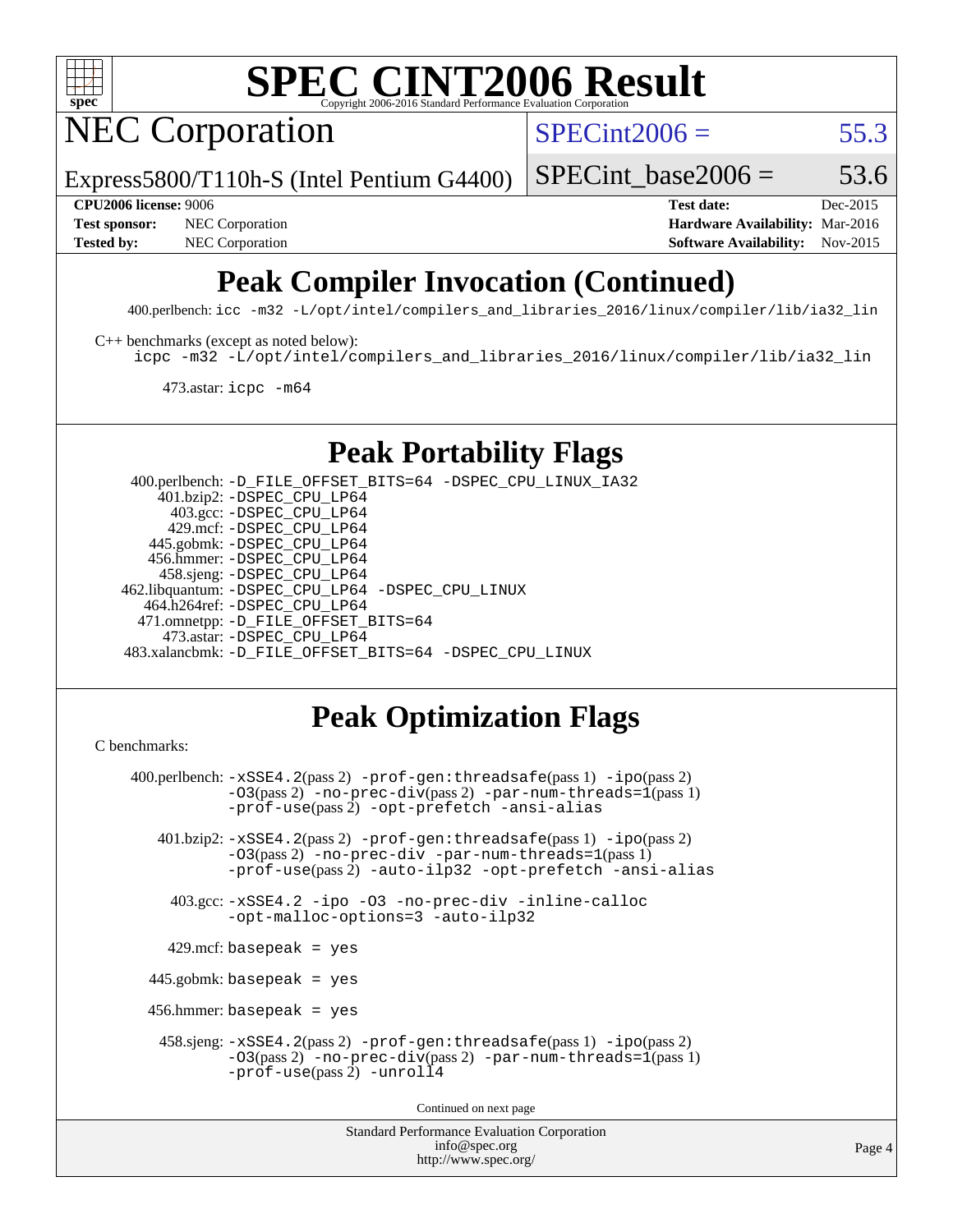# Peak Compiler Invocation (Continued)

400.perlbench: `icc -m32 -L/opt/intel/compilers_and_libraries_2016/linux/compiler/lib/ia32_lin`

C++ benchmarks (except as noted below):
`icpc -m32 -L/opt/intel/compilers_and_libraries_2016/linux/compiler/lib/ia32_lin`

473.astar: `icpc -m64`

# Peak Portability Flags

400.perlbench: `-D_FILE_OFFSET_BITS=64 -DSPEC_CPU_LINUX_IA32`
401.bzip2: `-DSPEC_CPU_LP64`
403.gcc: `-DSPEC_CPU_LP64`
429.mcf: `-DSPEC_CPU_LP64`
445.gobmk: `-DSPEC_CPU_LP64`
456.hmmer: `-DSPEC_CPU_LP64`
458.sjeng: `-DSPEC_CPU_LP64`
462.libquantum: `-DSPEC_CPU_LP64 -DSPEC_CPU_LINUX`
464.h264ref: `-DSPEC_CPU_LP64`
471.omnetpp: `-D_FILE_OFFSET_BITS=64`
473.astar: `-DSPEC_CPU_LP64`
483.xalancbmk: `-D_FILE_OFFSET_BITS=64 -DSPEC_CPU_LINUX`

# Peak Optimization Flags

C benchmarks:

400.perlbench: `-xSSE4.2`(pass 2) `-prof-gen:threadsafe`(pass 1) `-ipo`(pass 2) `-O3`(pass 2) `-no-prec-div`(pass 2) `-par-num-threads=1`(pass 1) `-prof-use`(pass 2) `-opt-prefetch -ansi-alias`

401.bzip2: `-xSSE4.2`(pass 2) `-prof-gen:threadsafe`(pass 1) `-ipo`(pass 2) `-O3`(pass 2) `-no-prec-div -par-num-threads=1`(pass 1) `-prof-use`(pass 2) `-auto-ilp32 -opt-prefetch -ansi-alias`

403.gcc: `-xSSE4.2 -ipo -O3 -no-prec-div -inline-calloc -opt-malloc-options=3 -auto-ilp32`

429.mcf: `basepeak = yes`

445.gobmk: `basepeak = yes`

456.hmmer: `basepeak = yes`

458.sjeng: `-xSSE4.2`(pass 2) `-prof-gen:threadsafe`(pass 1) `-ipo`(pass 2) `-O3`(pass 2) `-no-prec-div`(pass 2) `-par-num-threads=1`(pass 1) `-prof-use`(pass 2) `-unroll4`

Continued on next page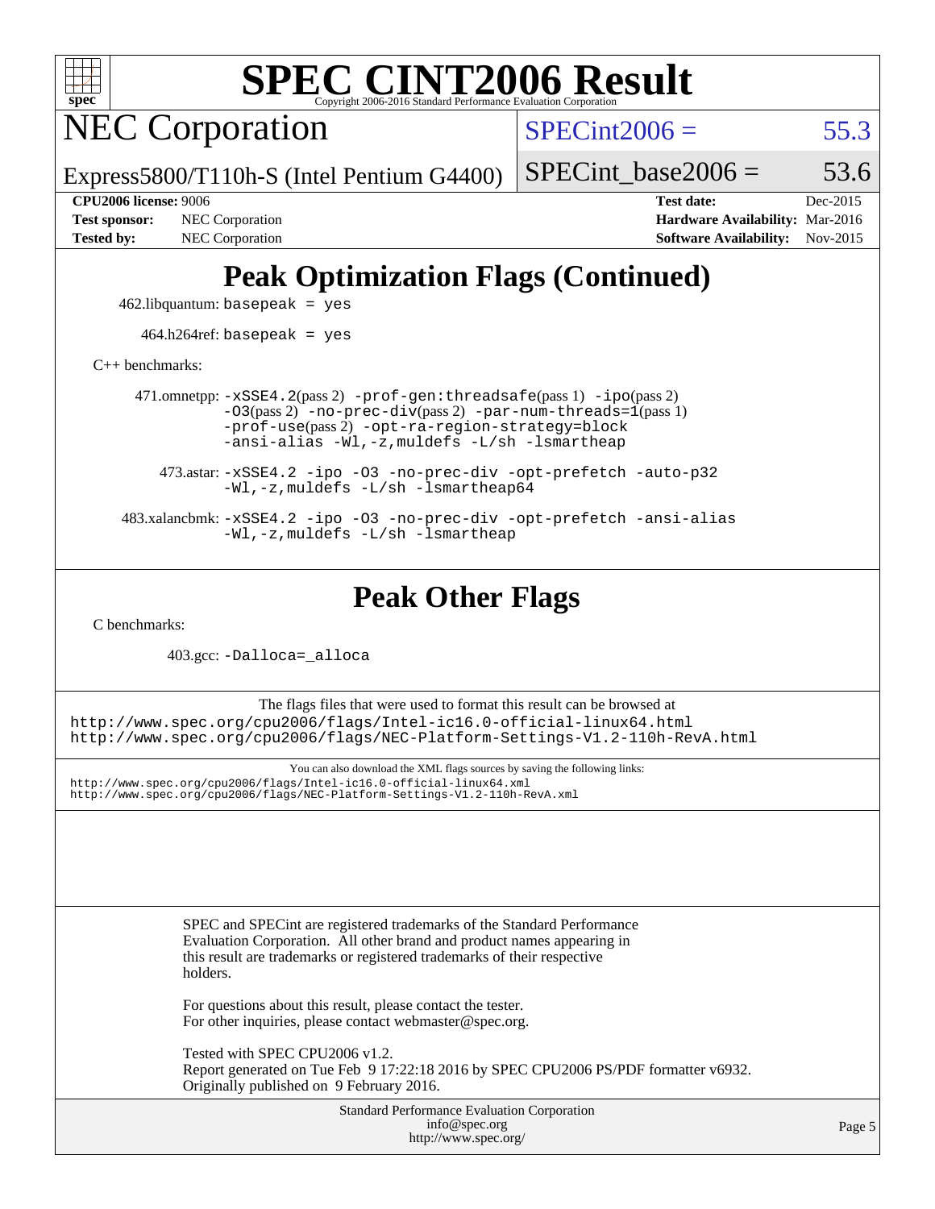# Peak Optimization Flags (Continued)

462.libquantum: basepeak = yes

464.h264ref: basepeak = yes

C++ benchmarks:

471.omnetpp: -xSSE4.2(pass 2) -prof-gen:threadsafe(pass 1) -ipo(pass 2) -O3(pass 2) -no-prec-div(pass 2) -par-num-threads=1(pass 1) -prof-use(pass 2) -opt-ra-region-strategy=block -ansi-alias -Wl,-z,muldefs -L/sh -lsmartheap

473.astar: -xSSE4.2 -ipo -O3 -no-prec-div -opt-prefetch -auto-p32 -Wl,-z,muldefs -L/sh -lsmartheap64

483.xalancbmk: -xSSE4.2 -ipo -O3 -no-prec-div -opt-prefetch -ansi-alias -Wl,-z,muldefs -L/sh -lsmartheap

# Peak Other Flags

C benchmarks:

403.gcc: -Dalloca=_alloca

The flags files that were used to format this result can be browsed at
http://www.spec.org/cpu2006/flags/Intel-ic16.0-official-linux64.html
http://www.spec.org/cpu2006/flags/NEC-Platform-Settings-V1.2-110h-RevA.html

You can also download the XML flags sources by saving the following links:
http://www.spec.org/cpu2006/flags/Intel-ic16.0-official-linux64.xml
http://www.spec.org/cpu2006/flags/NEC-Platform-Settings-V1.2-110h-RevA.xml

SPEC and SPECint are registered trademarks of the Standard Performance Evaluation Corporation. All other brand and product names appearing in this result are trademarks or registered trademarks of their respective holders.

For questions about this result, please contact the tester.
For other inquiries, please contact webmaster@spec.org.

Tested with SPEC CPU2006 v1.2.
Report generated on Tue Feb 9 17:22:18 2016 by SPEC CPU2006 PS/PDF formatter v6932.
Originally published on 9 February 2016.